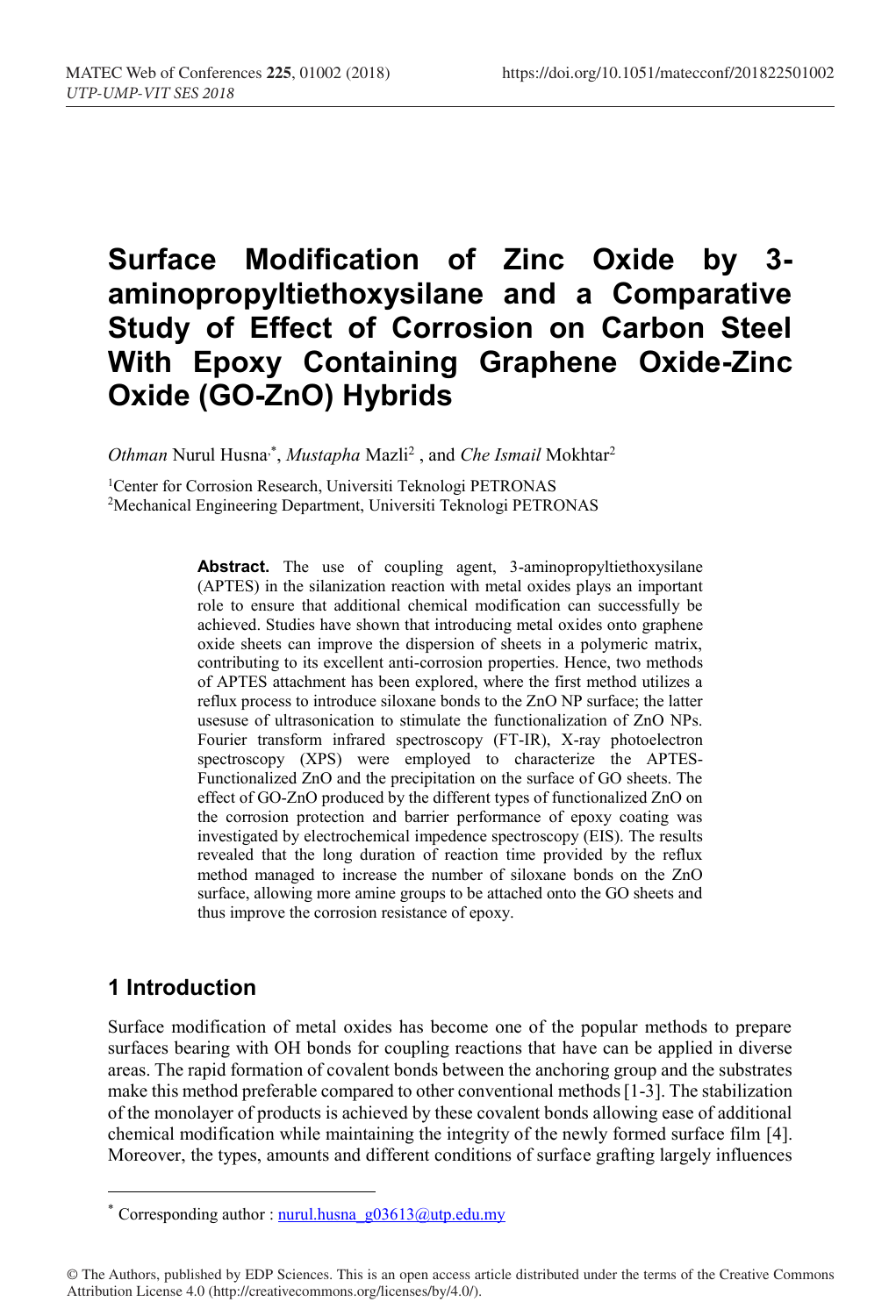# Surface Modification of Zinc Oxide by 3-aminopropyltiethoxysilane and a Comparative Study of Effect of Corrosion on Carbon Steel With Epoxy Containing Graphene Oxide-Zinc Oxide (GO-ZnO) Hybrids

*Othman* Nurul Husna[1,*], *Mustapha* Mazli[2] , and *Che Ismail* Mokhtar[2]

[1]Center for Corrosion Research, Universiti Teknologi PETRONAS
[2]Mechanical Engineering Department, Universiti Teknologi PETRONAS

**Abstract.** The use of coupling agent, 3-aminopropyltiethoxysilane (APTES) in the silanization reaction with metal oxides plays an important role to ensure that additional chemical modification can successfully be achieved. Studies have shown that introducing metal oxides onto graphene oxide sheets can improve the dispersion of sheets in a polymeric matrix, contributing to its excellent anti-corrosion properties. Hence, two methods of APTES attachment has been explored, where the first method utilizes a reflux process to introduce siloxane bonds to the ZnO NP surface; the latter usesuse of ultrasonication to stimulate the functionalization of ZnO NPs. Fourier transform infrared spectroscopy (FT-IR), X-ray photoelectron spectroscopy (XPS) were employed to characterize the APTES-Functionalized ZnO and the precipitation on the surface of GO sheets. The effect of GO-ZnO produced by the different types of functionalized ZnO on the corrosion protection and barrier performance of epoxy coating was investigated by electrochemical impedence spectroscopy (EIS). The results revealed that the long duration of reaction time provided by the reflux method managed to increase the number of siloxane bonds on the ZnO surface, allowing more amine groups to be attached onto the GO sheets and thus improve the corrosion resistance of epoxy.

## 1 Introduction

Surface modification of metal oxides has become one of the popular methods to prepare surfaces bearing with OH bonds for coupling reactions that have can be applied in diverse areas. The rapid formation of covalent bonds between the anchoring group and the substrates make this method preferable compared to other conventional methods [1-3]. The stabilization of the monolayer of products is achieved by these covalent bonds allowing ease of additional chemical modification while maintaining the integrity of the newly formed surface film [4]. Moreover, the types, amounts and different conditions of surface grafting largely influences

[*] Corresponding author : nurul.husna_g03613@utp.edu.my

© The Authors, published by EDP Sciences. This is an open access article distributed under the terms of the Creative Commons Attribution License 4.0 (http://creativecommons.org/licenses/by/4.0/).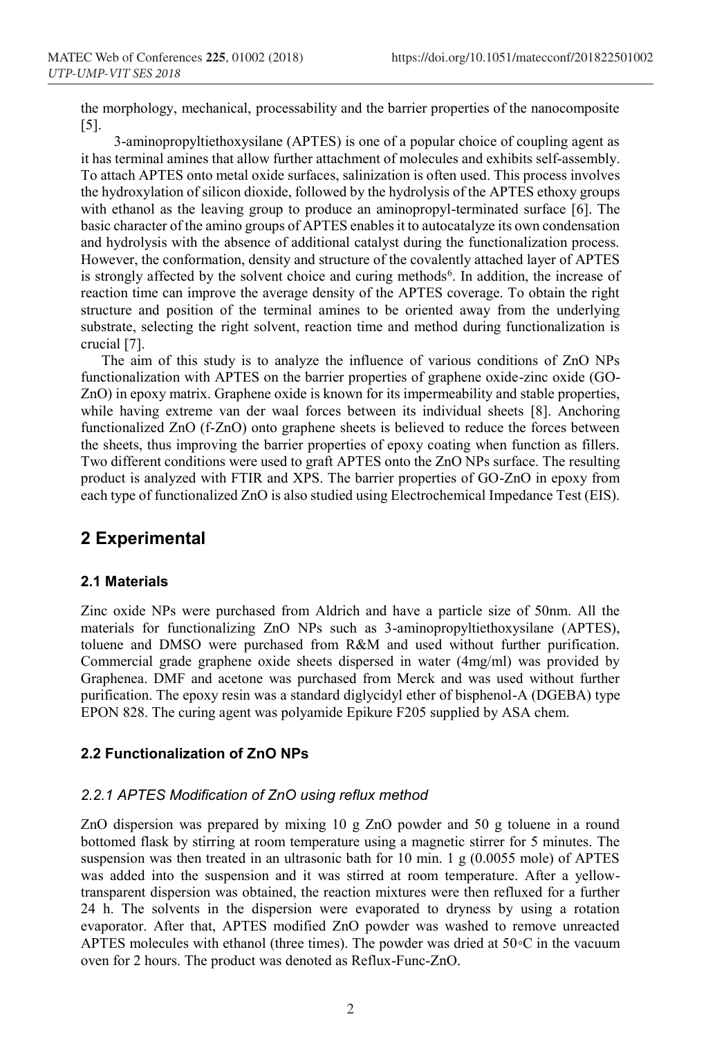the morphology, mechanical, processability and the barrier properties of the nanocomposite [5].

3-aminopropyltiethoxysilane (APTES) is one of a popular choice of coupling agent as it has terminal amines that allow further attachment of molecules and exhibits self-assembly. To attach APTES onto metal oxide surfaces, salinization is often used. This process involves the hydroxylation of silicon dioxide, followed by the hydrolysis of the APTES ethoxy groups with ethanol as the leaving group to produce an aminopropyl-terminated surface [6]. The basic character of the amino groups of APTES enables it to autocatalyze its own condensation and hydrolysis with the absence of additional catalyst during the functionalization process. However, the conformation, density and structure of the covalently attached layer of APTES is strongly affected by the solvent choice and curing methods[6]. In addition, the increase of reaction time can improve the average density of the APTES coverage. To obtain the right structure and position of the terminal amines to be oriented away from the underlying substrate, selecting the right solvent, reaction time and method during functionalization is crucial [7].

The aim of this study is to analyze the influence of various conditions of ZnO NPs functionalization with APTES on the barrier properties of graphene oxide-zinc oxide (GO-ZnO) in epoxy matrix. Graphene oxide is known for its impermeability and stable properties, while having extreme van der waal forces between its individual sheets [8]. Anchoring functionalized ZnO (f-ZnO) onto graphene sheets is believed to reduce the forces between the sheets, thus improving the barrier properties of epoxy coating when function as fillers. Two different conditions were used to graft APTES onto the ZnO NPs surface. The resulting product is analyzed with FTIR and XPS. The barrier properties of GO-ZnO in epoxy from each type of functionalized ZnO is also studied using Electrochemical Impedance Test (EIS).

## 2 Experimental

### 2.1 Materials

Zinc oxide NPs were purchased from Aldrich and have a particle size of 50nm. All the materials for functionalizing ZnO NPs such as 3-aminopropyltiethoxysilane (APTES), toluene and DMSO were purchased from R&M and used without further purification. Commercial grade graphene oxide sheets dispersed in water (4mg/ml) was provided by Graphenea. DMF and acetone was purchased from Merck and was used without further purification. The epoxy resin was a standard diglycidyl ether of bisphenol-A (DGEBA) type EPON 828. The curing agent was polyamide Epikure F205 supplied by ASA chem.

### 2.2 Functionalization of ZnO NPs

#### *2.2.1 APTES Modification of ZnO using reflux method*

ZnO dispersion was prepared by mixing 10 g ZnO powder and 50 g toluene in a round bottomed flask by stirring at room temperature using a magnetic stirrer for 5 minutes. The suspension was then treated in an ultrasonic bath for 10 min. 1 g (0.0055 mole) of APTES was added into the suspension and it was stirred at room temperature. After a yellow-transparent dispersion was obtained, the reaction mixtures were then refluxed for a further 24 h. The solvents in the dispersion were evaporated to dryness by using a rotation evaporator. After that, APTES modified ZnO powder was washed to remove unreacted APTES molecules with ethanol (three times). The powder was dried at 50◦C in the vacuum oven for 2 hours. The product was denoted as Reflux-Func-ZnO.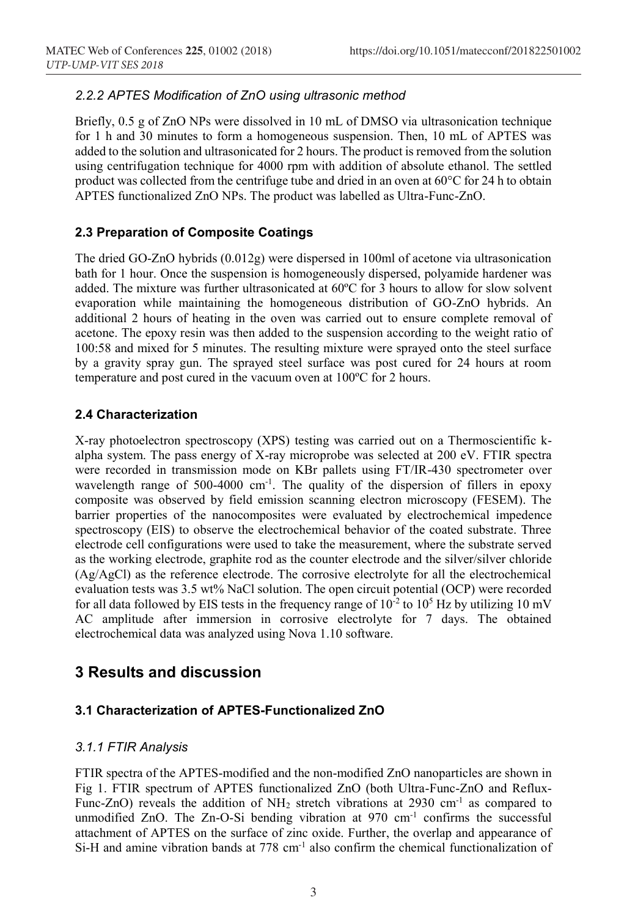### *2.2.2 APTES Modification of ZnO using ultrasonic method*

Briefly, 0.5 g of ZnO NPs were dissolved in 10 mL of DMSO via ultrasonication technique for 1 h and 30 minutes to form a homogeneous suspension. Then, 10 mL of APTES was added to the solution and ultrasonicated for 2 hours. The product is removed from the solution using centrifugation technique for 4000 rpm with addition of absolute ethanol. The settled product was collected from the centrifuge tube and dried in an oven at 60°C for 24 h to obtain APTES functionalized ZnO NPs. The product was labelled as Ultra-Func-ZnO.

### **2.3 Preparation of Composite Coatings**

The dried GO-ZnO hybrids (0.012g) were dispersed in 100ml of acetone via ultrasonication bath for 1 hour. Once the suspension is homogeneously dispersed, polyamide hardener was added. The mixture was further ultrasonicated at 60ºC for 3 hours to allow for slow solvent evaporation while maintaining the homogeneous distribution of GO-ZnO hybrids. An additional 2 hours of heating in the oven was carried out to ensure complete removal of acetone. The epoxy resin was then added to the suspension according to the weight ratio of 100:58 and mixed for 5 minutes. The resulting mixture were sprayed onto the steel surface by a gravity spray gun. The sprayed steel surface was post cured for 24 hours at room temperature and post cured in the vacuum oven at 100ºC for 2 hours.

### **2.4 Characterization**

X-ray photoelectron spectroscopy (XPS) testing was carried out on a Thermoscientific k-alpha system. The pass energy of X-ray microprobe was selected at 200 eV. FTIR spectra were recorded in transmission mode on KBr pallets using FT/IR-430 spectrometer over wavelength range of 500-4000 $cm^{-1}$. The quality of the dispersion of fillers in epoxy composite was observed by field emission scanning electron microscopy (FESEM). The barrier properties of the nanocomposites were evaluated by electrochemical impedence spectroscopy (EIS) to observe the electrochemical behavior of the coated substrate. Three electrode cell configurations were used to take the measurement, where the substrate served as the working electrode, graphite rod as the counter electrode and the silver/silver chloride (Ag/AgCl) as the reference electrode. The corrosive electrolyte for all the electrochemical evaluation tests was 3.5 wt% NaCl solution. The open circuit potential (OCP) were recorded for all data followed by EIS tests in the frequency range of $10^{-2}$ to $10^{5}$ Hz by utilizing 10 mV AC amplitude after immersion in corrosive electrolyte for 7 days. The obtained electrochemical data was analyzed using Nova 1.10 software.

## **3 Results and discussion**

### **3.1 Characterization of APTES-Functionalized ZnO**

### *3.1.1 FTIR Analysis*

FTIR spectra of the APTES-modified and the non-modified ZnO nanoparticles are shown in Fig 1. FTIR spectrum of APTES functionalized ZnO (both Ultra-Func-ZnO and Reflux-Func-ZnO) reveals the addition of $NH_2$ stretch vibrations at 2930 $cm^{-1}$ as compared to unmodified ZnO. The Zn-O-Si bending vibration at 970 $cm^{-1}$ confirms the successful attachment of APTES on the surface of zinc oxide. Further, the overlap and appearance of Si-H and amine vibration bands at 778 $cm^{-1}$ also confirm the chemical functionalization of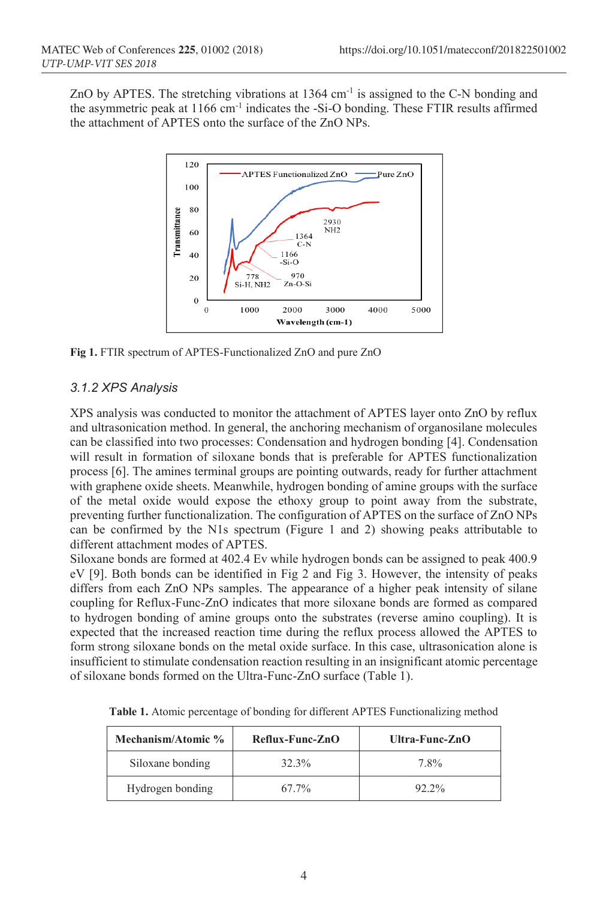ZnO by APTES. The stretching vibrations at 1364 $cm^{-1}$ is assigned to the C-N bonding and the asymmetric peak at 1166 $cm^{-1}$ indicates the -Si-O bonding. These FTIR results affirmed the attachment of APTES onto the surface of the ZnO NPs.

**Fig 1.** FTIR spectrum of APTES-Functionalized ZnO and pure ZnO

### *3.1.2 XPS Analysis*

XPS analysis was conducted to monitor the attachment of APTES layer onto ZnO by reflux and ultrasonication method. In general, the anchoring mechanism of organosilane molecules can be classified into two processes: Condensation and hydrogen bonding [4]. Condensation will result in formation of siloxane bonds that is preferable for APTES functionalization process [6]. The amines terminal groups are pointing outwards, ready for further attachment with graphene oxide sheets. Meanwhile, hydrogen bonding of amine groups with the surface of the metal oxide would expose the ethoxy group to point away from the substrate, preventing further functionalization. The configuration of APTES on the surface of ZnO NPs can be confirmed by the N1s spectrum (Figure 1 and 2) showing peaks attributable to different attachment modes of APTES.

Siloxane bonds are formed at 402.4 Ev while hydrogen bonds can be assigned to peak 400.9 eV [9]. Both bonds can be identified in Fig 2 and Fig 3. However, the intensity of peaks differs from each ZnO NPs samples. The appearance of a higher peak intensity of silane coupling for Reflux-Func-ZnO indicates that more siloxane bonds are formed as compared to hydrogen bonding of amine groups onto the substrates (reverse amino coupling). It is expected that the increased reaction time during the reflux process allowed the APTES to form strong siloxane bonds on the metal oxide surface. In this case, ultrasonication alone is insufficient to stimulate condensation reaction resulting in an insignificant atomic percentage of siloxane bonds formed on the Ultra-Func-ZnO surface (Table 1).

**Table 1.** Atomic percentage of bonding for different APTES Functionalizing method

| Mechanism/Atomic % | Reflux-Func-ZnO | Ultra-Func-ZnO |
|---|---|---|
| Siloxane bonding | 32.3% | 7.8% |
| Hydrogen bonding | 67.7% | 92.2% |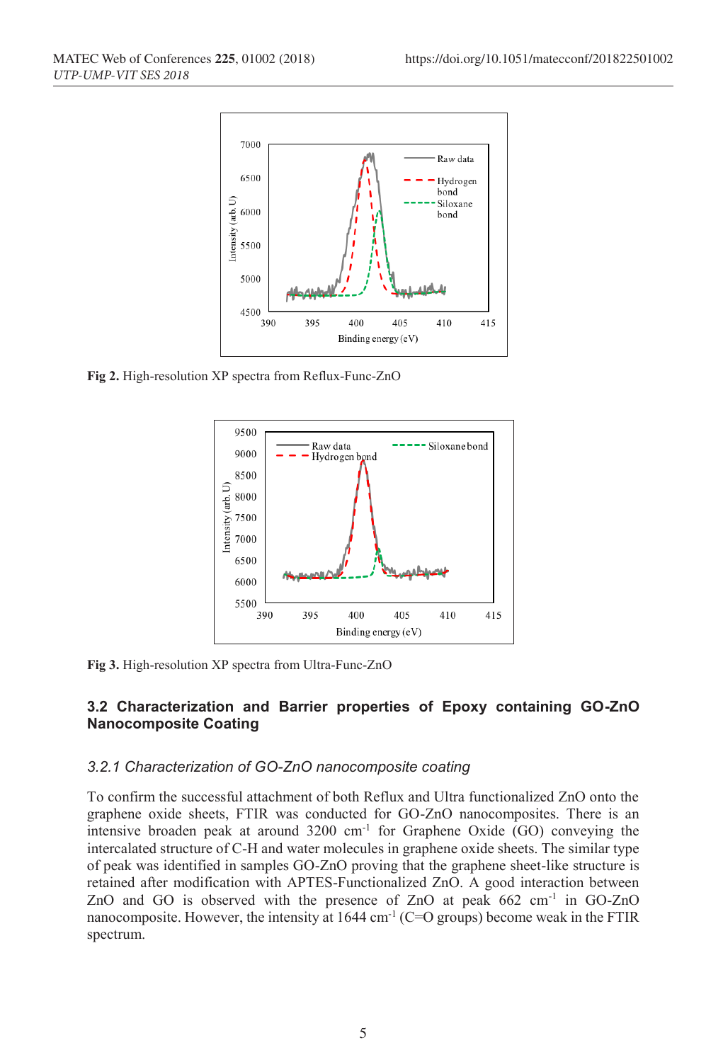**Fig 2.** High-resolution XP spectra from Reflux-Func-ZnO

**Fig 3.** High-resolution XP spectra from Ultra-Func-ZnO

### 3.2 Characterization and Barrier properties of Epoxy containing GO-ZnO Nanocomposite Coating

#### *3.2.1 Characterization of GO-ZnO nanocomposite coating*

To confirm the successful attachment of both Reflux and Ultra functionalized ZnO onto the graphene oxide sheets, FTIR was conducted for GO-ZnO nanocomposites. There is an intensive broaden peak at around 3200 $cm^{-1}$ for Graphene Oxide (GO) conveying the intercalated structure of C-H and water molecules in graphene oxide sheets. The similar type of peak was identified in samples GO-ZnO proving that the graphene sheet-like structure is retained after modification with APTES-Functionalized ZnO. A good interaction between ZnO and GO is observed with the presence of ZnO at peak 662 $cm^{-1}$ in GO-ZnO nanocomposite. However, the intensity at 1644 $cm^{-1}$ (C=O groups) become weak in the FTIR spectrum.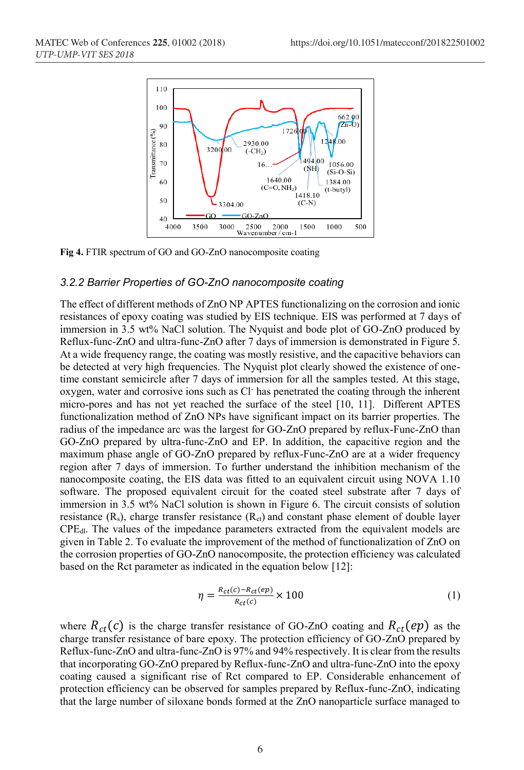Fig 4. FTIR spectrum of GO and GO-ZnO nanocomposite coating

### 3.2.2 Barrier Properties of GO-ZnO nanocomposite coating

The effect of different methods of ZnO NP APTES functionalizing on the corrosion and ionic resistances of epoxy coating was studied by EIS technique. EIS was performed at 7 days of immersion in 3.5 wt% NaCl solution. The Nyquist and bode plot of GO-ZnO produced by Reflux-func-ZnO and ultra-func-ZnO after 7 days of immersion is demonstrated in Figure 5. At a wide frequency range, the coating was mostly resistive, and the capacitive behaviors can be detected at very high frequencies. The Nyquist plot clearly showed the existence of one-time constant semicircle after 7 days of immersion for all the samples tested. At this stage, oxygen, water and corrosive ions such as $Cl^-$ has penetrated the coating through the inherent micro-pores and has not yet reached the surface of the steel [10, 11]. Different APTES functionalization method of ZnO NPs have significant impact on its barrier properties. The radius of the impedance arc was the largest for GO-ZnO prepared by reflux-Func-ZnO than GO-ZnO prepared by ultra-func-ZnO and EP. In addition, the capacitive region and the maximum phase angle of GO-ZnO prepared by reflux-Func-ZnO are at a wider frequency region after 7 days of immersion. To further understand the inhibition mechanism of the nanocomposite coating, the EIS data was fitted to an equivalent circuit using NOVA 1.10 software. The proposed equivalent circuit for the coated steel substrate after 7 days of immersion in 3.5 wt% NaCl solution is shown in Figure 6. The circuit consists of solution resistance ($R_s$), charge transfer resistance ($R_{ct}$) and constant phase element of double layer $CPE_{dl}$. The values of the impedance parameters extracted from the equivalent models are given in Table 2. To evaluate the improvement of the method of functionalization of ZnO on the corrosion properties of GO-ZnO nanocomposite, the protection efficiency was calculated based on the Rct parameter as indicated in the equation below [12]:

$$\eta = \frac{R_{ct}(c) - R_{ct}(ep)}{R_{ct}(c)} \times 100 \tag{1}$$

where $R_{ct}(c)$ is the charge transfer resistance of GO-ZnO coating and $R_{ct}(ep)$ as the charge transfer resistance of bare epoxy. The protection efficiency of GO-ZnO prepared by Reflux-func-ZnO and ultra-func-ZnO is 97% and 94% respectively. It is clear from the results that incorporating GO-ZnO prepared by Reflux-func-ZnO and ultra-func-ZnO into the epoxy coating caused a significant rise of Rct compared to EP. Considerable enhancement of protection efficiency can be observed for samples prepared by Reflux-func-ZnO, indicating that the large number of siloxane bonds formed at the ZnO nanoparticle surface managed to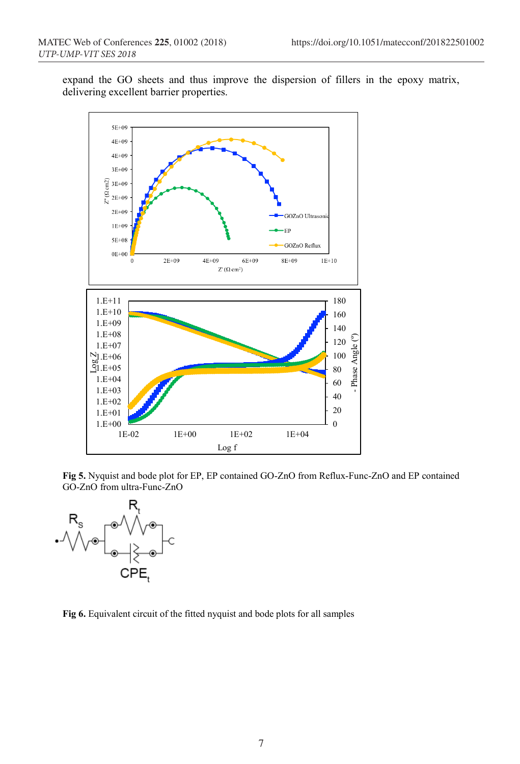expand the GO sheets and thus improve the dispersion of fillers in the epoxy matrix, delivering excellent barrier properties.

**Fig 5.** Nyquist and bode plot for EP, EP contained GO-ZnO from Reflux-Func-ZnO and EP contained GO-ZnO from ultra-Func-ZnO

**Fig 6.** Equivalent circuit of the fitted nyquist and bode plots for all samples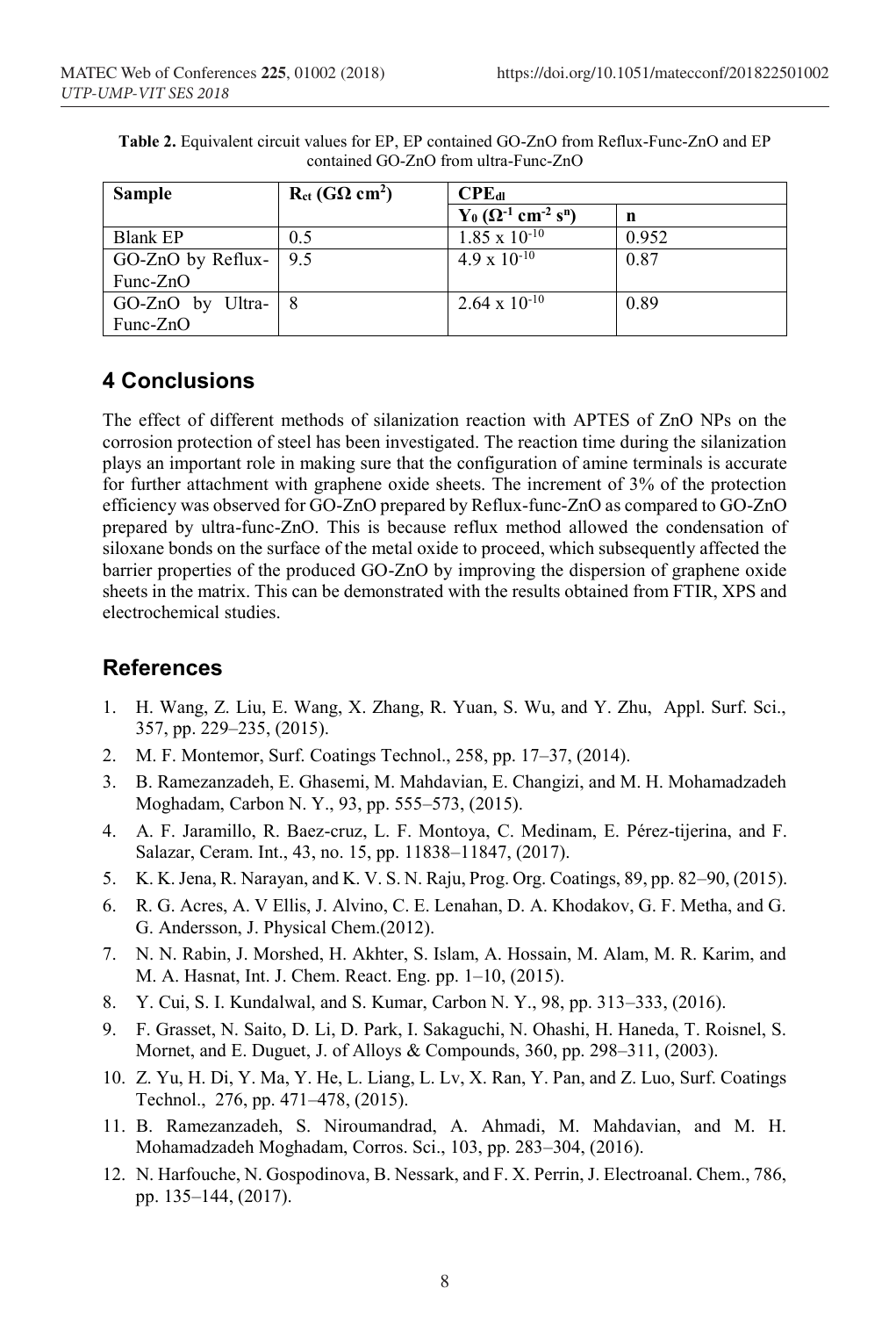**Table 2.** Equivalent circuit values for EP, EP contained GO-ZnO from Reflux-Func-ZnO and EP contained GO-ZnO from ultra-Func-ZnO

| Sample | $R_{ct}$ (GΩ cm$^2$) | $CPE_{dl}$ | |
|---|---|---|---|
| | | $Y_0$ ($\Omega^{-1}$ cm$^{-2}$ s$^n$) | n |
| Blank EP | 0.5 | $1.85 \times 10^{-10}$ | 0.952 |
| GO-ZnO by Reflux-Func-ZnO | 9.5 | $4.9 \times 10^{-10}$ | 0.87 |
| GO-ZnO by Ultra-Func-ZnO | 8 | $2.64 \times 10^{-10}$ | 0.89 |

## 4 Conclusions

The effect of different methods of silanization reaction with APTES of ZnO NPs on the corrosion protection of steel has been investigated. The reaction time during the silanization plays an important role in making sure that the configuration of amine terminals is accurate for further attachment with graphene oxide sheets. The increment of 3% of the protection efficiency was observed for GO-ZnO prepared by Reflux-func-ZnO as compared to GO-ZnO prepared by ultra-func-ZnO. This is because reflux method allowed the condensation of siloxane bonds on the surface of the metal oxide to proceed, which subsequently affected the barrier properties of the produced GO-ZnO by improving the dispersion of graphene oxide sheets in the matrix. This can be demonstrated with the results obtained from FTIR, XPS and electrochemical studies.

## References

1. H. Wang, Z. Liu, E. Wang, X. Zhang, R. Yuan, S. Wu, and Y. Zhu, Appl. Surf. Sci., 357, pp. 229–235, (2015).
2. M. F. Montemor, Surf. Coatings Technol., 258, pp. 17–37, (2014).
3. B. Ramezanzadeh, E. Ghasemi, M. Mahdavian, E. Changizi, and M. H. Mohamadzadeh Moghadam, Carbon N. Y., 93, pp. 555–573, (2015).
4. A. F. Jaramillo, R. Baez-cruz, L. F. Montoya, C. Medinam, E. Pérez-tijerina, and F. Salazar, Ceram. Int., 43, no. 15, pp. 11838–11847, (2017).
5. K. K. Jena, R. Narayan, and K. V. S. N. Raju, Prog. Org. Coatings, 89, pp. 82–90, (2015).
6. R. G. Acres, A. V Ellis, J. Alvino, C. E. Lenahan, D. A. Khodakov, G. F. Metha, and G. G. Andersson, J. Physical Chem.(2012).
7. N. N. Rabin, J. Morshed, H. Akhter, S. Islam, A. Hossain, M. Alam, M. R. Karim, and M. A. Hasnat, Int. J. Chem. React. Eng. pp. 1–10, (2015).
8. Y. Cui, S. I. Kundalwal, and S. Kumar, Carbon N. Y., 98, pp. 313–333, (2016).
9. F. Grasset, N. Saito, D. Li, D. Park, I. Sakaguchi, N. Ohashi, H. Haneda, T. Roisnel, S. Mornet, and E. Duguet, J. of Alloys & Compounds, 360, pp. 298–311, (2003).
10. Z. Yu, H. Di, Y. Ma, Y. He, L. Liang, L. Lv, X. Ran, Y. Pan, and Z. Luo, Surf. Coatings Technol., 276, pp. 471–478, (2015).
11. B. Ramezanzadeh, S. Niroumandrad, A. Ahmadi, M. Mahdavian, and M. H. Mohamadzadeh Moghadam, Corros. Sci., 103, pp. 283–304, (2016).
12. N. Harfouche, N. Gospodinova, B. Nessark, and F. X. Perrin, J. Electroanal. Chem., 786, pp. 135–144, (2017).